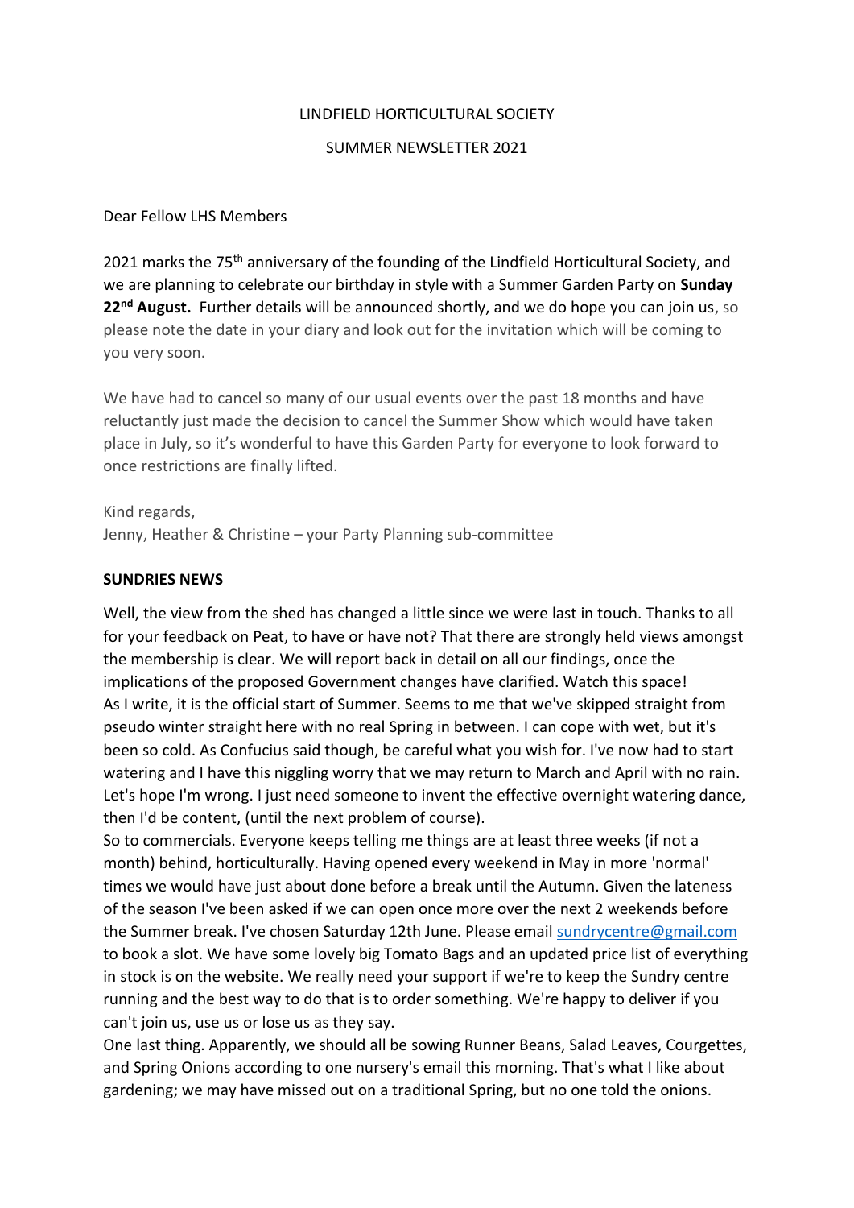LINDFIELD HORTICULTURAL SOCIETY

SUMMER NEWSLETTER 2021

Dear Fellow LHS Members

2021 marks the 75th anniversary of the founding of the Lindfield Horticultural Society, and we are planning to celebrate our birthday in style with a Summer Garden Party on **Sunday 22nd August.** Further details will be announced shortly, and we do hope you can join us, so please note the date in your diary and look out for the invitation which will be coming to you very soon.

We have had to cancel so many of our usual events over the past 18 months and have reluctantly just made the decision to cancel the Summer Show which would have taken place in July, so it's wonderful to have this Garden Party for everyone to look forward to once restrictions are finally lifted.

Kind regards,
Jenny, Heather & Christine – your Party Planning sub-committee

**SUNDRIES NEWS**

Well, the view from the shed has changed a little since we were last in touch. Thanks to all for your feedback on Peat, to have or have not? That there are strongly held views amongst the membership is clear. We will report back in detail on all our findings, once the implications of the proposed Government changes have clarified. Watch this space!
As I write, it is the official start of Summer. Seems to me that we've skipped straight from pseudo winter straight here with no real Spring in between. I can cope with wet, but it's been so cold. As Confucius said though, be careful what you wish for. I've now had to start watering and I have this niggling worry that we may return to March and April with no rain. Let's hope I'm wrong. I just need someone to invent the effective overnight watering dance, then I'd be content, (until the next problem of course).
So to commercials. Everyone keeps telling me things are at least three weeks (if not a month) behind, horticulturally. Having opened every weekend in May in more 'normal' times we would have just about done before a break until the Autumn. Given the lateness of the season I've been asked if we can open once more over the next 2 weekends before the Summer break. I've chosen Saturday 12th June. Please email sundrycentre@gmail.com to book a slot. We have some lovely big Tomato Bags and an updated price list of everything in stock is on the website. We really need your support if we're to keep the Sundry centre running and the best way to do that is to order something. We're happy to deliver if you can't join us, use us or lose us as they say.
One last thing. Apparently, we should all be sowing Runner Beans, Salad Leaves, Courgettes, and Spring Onions according to one nursery's email this morning. That's what I like about gardening; we may have missed out on a traditional Spring, but no one told the onions.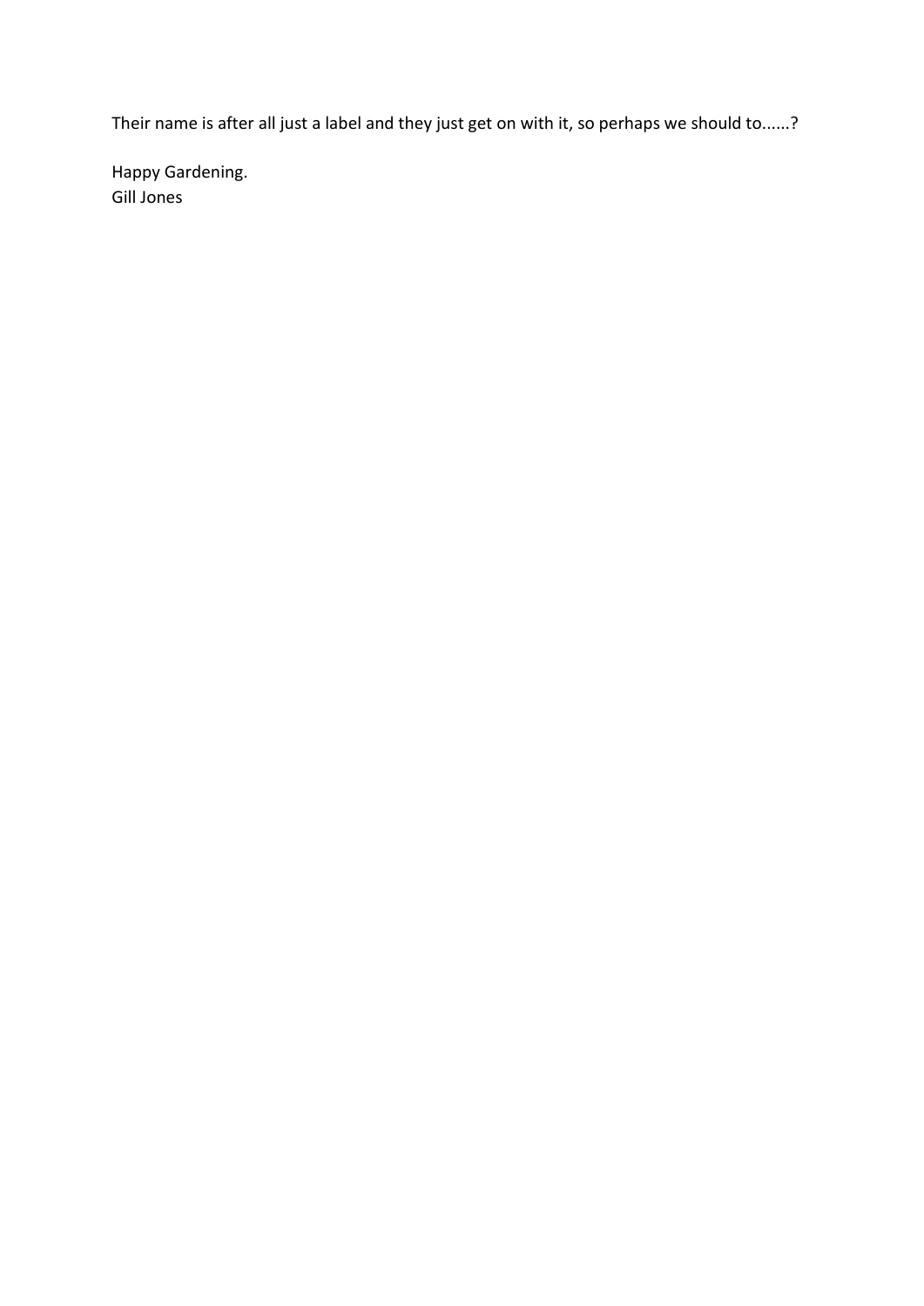Their name is after all just a label and they just get on with it, so perhaps we should to......?

Happy Gardening.
Gill Jones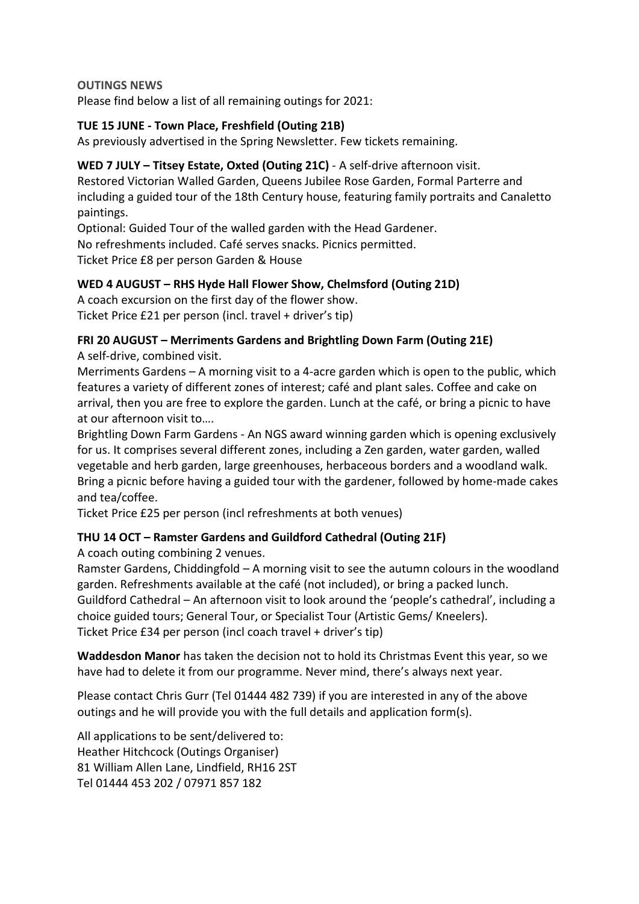**OUTINGS NEWS**

Please find below a list of all remaining outings for 2021:

**TUE 15 JUNE - Town Place, Freshfield (Outing 21B)**

As previously advertised in the Spring Newsletter. Few tickets remaining.

**WED 7 JULY – Titsey Estate, Oxted (Outing 21C)** - A self-drive afternoon visit.

Restored Victorian Walled Garden, Queens Jubilee Rose Garden, Formal Parterre and including a guided tour of the 18th Century house, featuring family portraits and Canaletto paintings.

Optional: Guided Tour of the walled garden with the Head Gardener.

No refreshments included. Café serves snacks. Picnics permitted.

Ticket Price £8 per person Garden & House

**WED 4 AUGUST – RHS Hyde Hall Flower Show, Chelmsford (Outing 21D)**

A coach excursion on the first day of the flower show.

Ticket Price £21 per person (incl. travel + driver's tip)

**FRI 20 AUGUST – Merriments Gardens and Brightling Down Farm (Outing 21E)**

A self-drive, combined visit.

Merriments Gardens – A morning visit to a 4-acre garden which is open to the public, which features a variety of different zones of interest; café and plant sales. Coffee and cake on arrival, then you are free to explore the garden. Lunch at the café, or bring a picnic to have at our afternoon visit to….

Brightling Down Farm Gardens - An NGS award winning garden which is opening exclusively for us. It comprises several different zones, including a Zen garden, water garden, walled vegetable and herb garden, large greenhouses, herbaceous borders and a woodland walk. Bring a picnic before having a guided tour with the gardener, followed by home-made cakes and tea/coffee.

Ticket Price £25 per person (incl refreshments at both venues)

**THU 14 OCT – Ramster Gardens and Guildford Cathedral (Outing 21F)**

A coach outing combining 2 venues.

Ramster Gardens, Chiddingfold – A morning visit to see the autumn colours in the woodland garden. Refreshments available at the café (not included), or bring a packed lunch.

Guildford Cathedral – An afternoon visit to look around the 'people's cathedral', including a choice guided tours; General Tour, or Specialist Tour (Artistic Gems/ Kneelers).

Ticket Price £34 per person (incl coach travel + driver's tip)

**Waddesdon Manor** has taken the decision not to hold its Christmas Event this year, so we have had to delete it from our programme. Never mind, there's always next year.

Please contact Chris Gurr (Tel 01444 482 739) if you are interested in any of the above outings and he will provide you with the full details and application form(s).

All applications to be sent/delivered to:
Heather Hitchcock (Outings Organiser)
81 William Allen Lane, Lindfield, RH16 2ST
Tel 01444 453 202 / 07971 857 182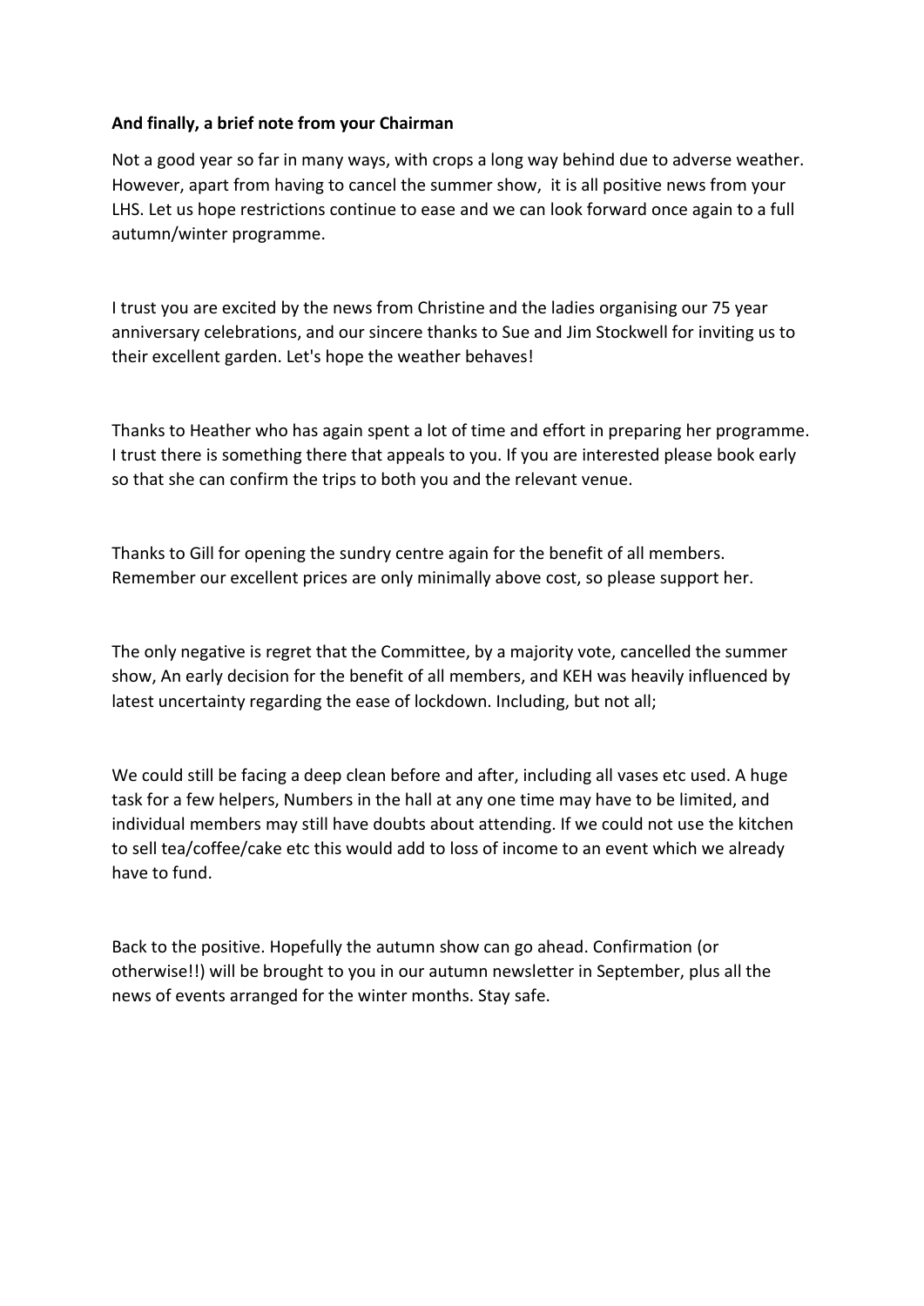**And finally, a brief note from your Chairman**

Not a good year so far in many ways, with crops a long way behind due to adverse weather. However, apart from having to cancel the summer show, it is all positive news from your LHS. Let us hope restrictions continue to ease and we can look forward once again to a full autumn/winter programme.

I trust you are excited by the news from Christine and the ladies organising our 75 year anniversary celebrations, and our sincere thanks to Sue and Jim Stockwell for inviting us to their excellent garden. Let's hope the weather behaves!

Thanks to Heather who has again spent a lot of time and effort in preparing her programme. I trust there is something there that appeals to you. If you are interested please book early so that she can confirm the trips to both you and the relevant venue.

Thanks to Gill for opening the sundry centre again for the benefit of all members. Remember our excellent prices are only minimally above cost, so please support her.

The only negative is regret that the Committee, by a majority vote, cancelled the summer show, An early decision for the benefit of all members, and KEH was heavily influenced by latest uncertainty regarding the ease of lockdown. Including, but not all;

We could still be facing a deep clean before and after, including all vases etc used. A huge task for a few helpers, Numbers in the hall at any one time may have to be limited, and individual members may still have doubts about attending. If we could not use the kitchen to sell tea/coffee/cake etc this would add to loss of income to an event which we already have to fund.

Back to the positive. Hopefully the autumn show can go ahead. Confirmation (or otherwise!!) will be brought to you in our autumn newsletter in September, plus all the news of events arranged for the winter months. Stay safe.